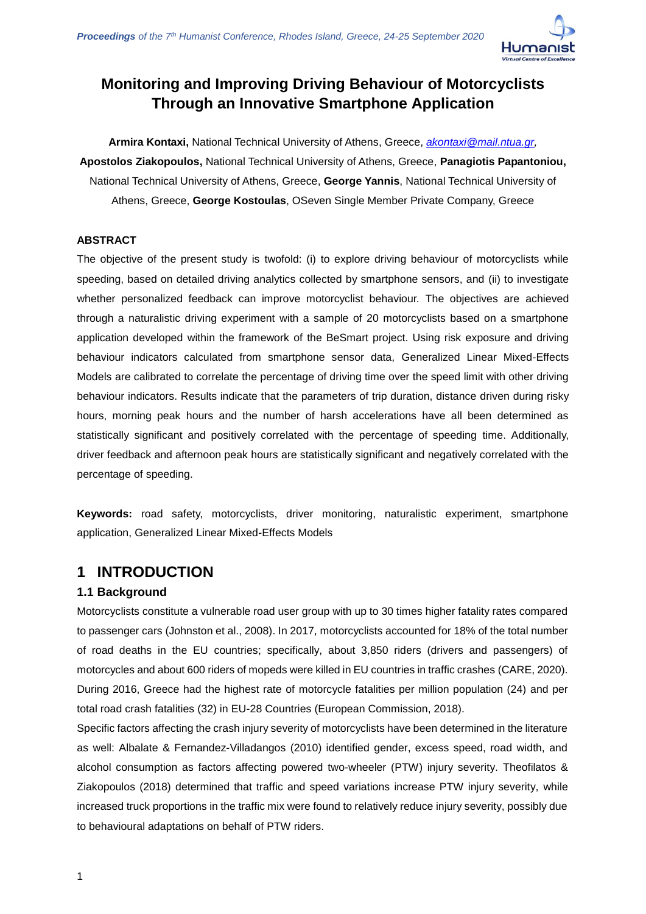# Monitoring and Improving Driving Behaviour of Motorcyclists Through an Innovative Smartphone Application

**Armira Kontaxi,** National Technical University of Athens, Greece, *akontaxi@mail.ntua.gr*, **Apostolos Ziakopoulos,** National Technical University of Athens, Greece, **Panagiotis Papantoniou,** National Technical University of Athens, Greece, **George Yannis**, National Technical University of Athens, Greece, **George Kostoulas**, OSeven Single Member Private Company, Greece

### ABSTRACT

The objective of the present study is twofold: (i) to explore driving behaviour of motorcyclists while speeding, based on detailed driving analytics collected by smartphone sensors, and (ii) to investigate whether personalized feedback can improve motorcyclist behaviour. The objectives are achieved through a naturalistic driving experiment with a sample of 20 motorcyclists based on a smartphone application developed within the framework of the BeSmart project. Using risk exposure and driving behaviour indicators calculated from smartphone sensor data, Generalized Linear Mixed-Effects Models are calibrated to correlate the percentage of driving time over the speed limit with other driving behaviour indicators. Results indicate that the parameters of trip duration, distance driven during risky hours, morning peak hours and the number of harsh accelerations have all been determined as statistically significant and positively correlated with the percentage of speeding time. Additionally, driver feedback and afternoon peak hours are statistically significant and negatively correlated with the percentage of speeding.

**Keywords:** road safety, motorcyclists, driver monitoring, naturalistic experiment, smartphone application, Generalized Linear Mixed-Effects Models

## 1 INTRODUCTION

### 1.1 Background

Motorcyclists constitute a vulnerable road user group with up to 30 times higher fatality rates compared to passenger cars (Johnston et al., 2008). In 2017, motorcyclists accounted for 18% of the total number of road deaths in the EU countries; specifically, about 3,850 riders (drivers and passengers) of motorcycles and about 600 riders of mopeds were killed in EU countries in traffic crashes (CARE, 2020). During 2016, Greece had the highest rate of motorcycle fatalities per million population (24) and per total road crash fatalities (32) in EU-28 Countries (European Commission, 2018).

Specific factors affecting the crash injury severity of motorcyclists have been determined in the literature as well: Albalate & Fernandez-Villadangos (2010) identified gender, excess speed, road width, and alcohol consumption as factors affecting powered two-wheeler (PTW) injury severity. Theofilatos & Ziakopoulos (2018) determined that traffic and speed variations increase PTW injury severity, while increased truck proportions in the traffic mix were found to relatively reduce injury severity, possibly due to behavioural adaptations on behalf of PTW riders.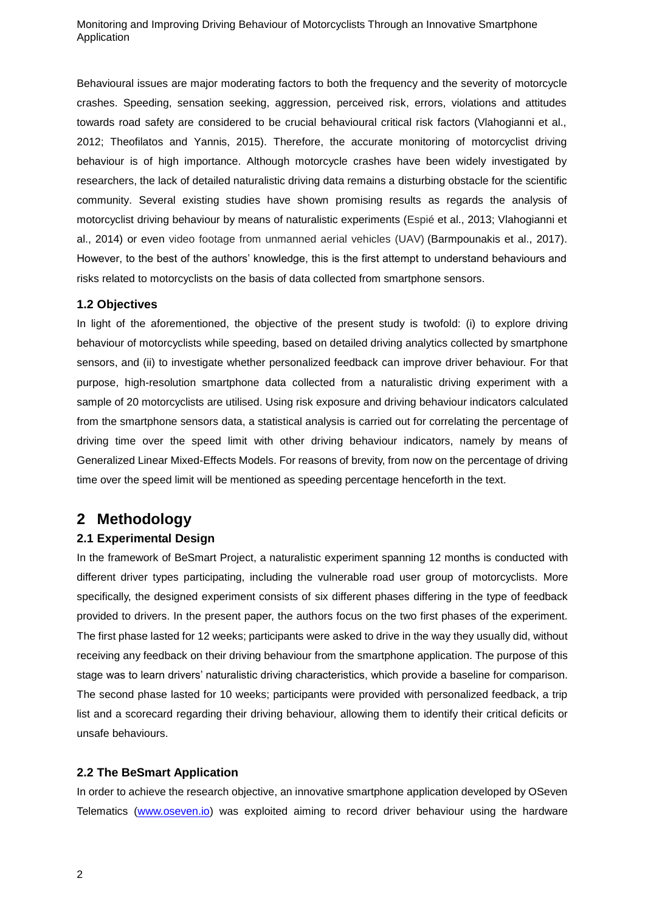Behavioural issues are major moderating factors to both the frequency and the severity of motorcycle crashes. Speeding, sensation seeking, aggression, perceived risk, errors, violations and attitudes towards road safety are considered to be crucial behavioural critical risk factors (Vlahogianni et al., 2012; Theofilatos and Yannis, 2015). Therefore, the accurate monitoring of motorcyclist driving behaviour is of high importance. Although motorcycle crashes have been widely investigated by researchers, the lack of detailed naturalistic driving data remains a disturbing obstacle for the scientific community. Several existing studies have shown promising results as regards the analysis of motorcyclist driving behaviour by means of naturalistic experiments (Espié et al., 2013; Vlahogianni et al., 2014) or even video footage from unmanned aerial vehicles (UAV) (Barmpounakis et al., 2017). However, to the best of the authors' knowledge, this is the first attempt to understand behaviours and risks related to motorcyclists on the basis of data collected from smartphone sensors.

### 1.2 Objectives

In light of the aforementioned, the objective of the present study is twofold: (i) to explore driving behaviour of motorcyclists while speeding, based on detailed driving analytics collected by smartphone sensors, and (ii) to investigate whether personalized feedback can improve driver behaviour. For that purpose, high-resolution smartphone data collected from a naturalistic driving experiment with a sample of 20 motorcyclists are utilised. Using risk exposure and driving behaviour indicators calculated from the smartphone sensors data, a statistical analysis is carried out for correlating the percentage of driving time over the speed limit with other driving behaviour indicators, namely by means of Generalized Linear Mixed-Effects Models. For reasons of brevity, from now on the percentage of driving time over the speed limit will be mentioned as speeding percentage henceforth in the text.

## 2 Methodology

### 2.1 Experimental Design

In the framework of BeSmart Project, a naturalistic experiment spanning 12 months is conducted with different driver types participating, including the vulnerable road user group of motorcyclists. More specifically, the designed experiment consists of six different phases differing in the type of feedback provided to drivers. In the present paper, the authors focus on the two first phases of the experiment. The first phase lasted for 12 weeks; participants were asked to drive in the way they usually did, without receiving any feedback on their driving behaviour from the smartphone application. The purpose of this stage was to learn drivers' naturalistic driving characteristics, which provide a baseline for comparison. The second phase lasted for 10 weeks; participants were provided with personalized feedback, a trip list and a scorecard regarding their driving behaviour, allowing them to identify their critical deficits or unsafe behaviours.

### 2.2 The BeSmart Application

In order to achieve the research objective, an innovative smartphone application developed by OSeven Telematics (www.oseven.io) was exploited aiming to record driver behaviour using the hardware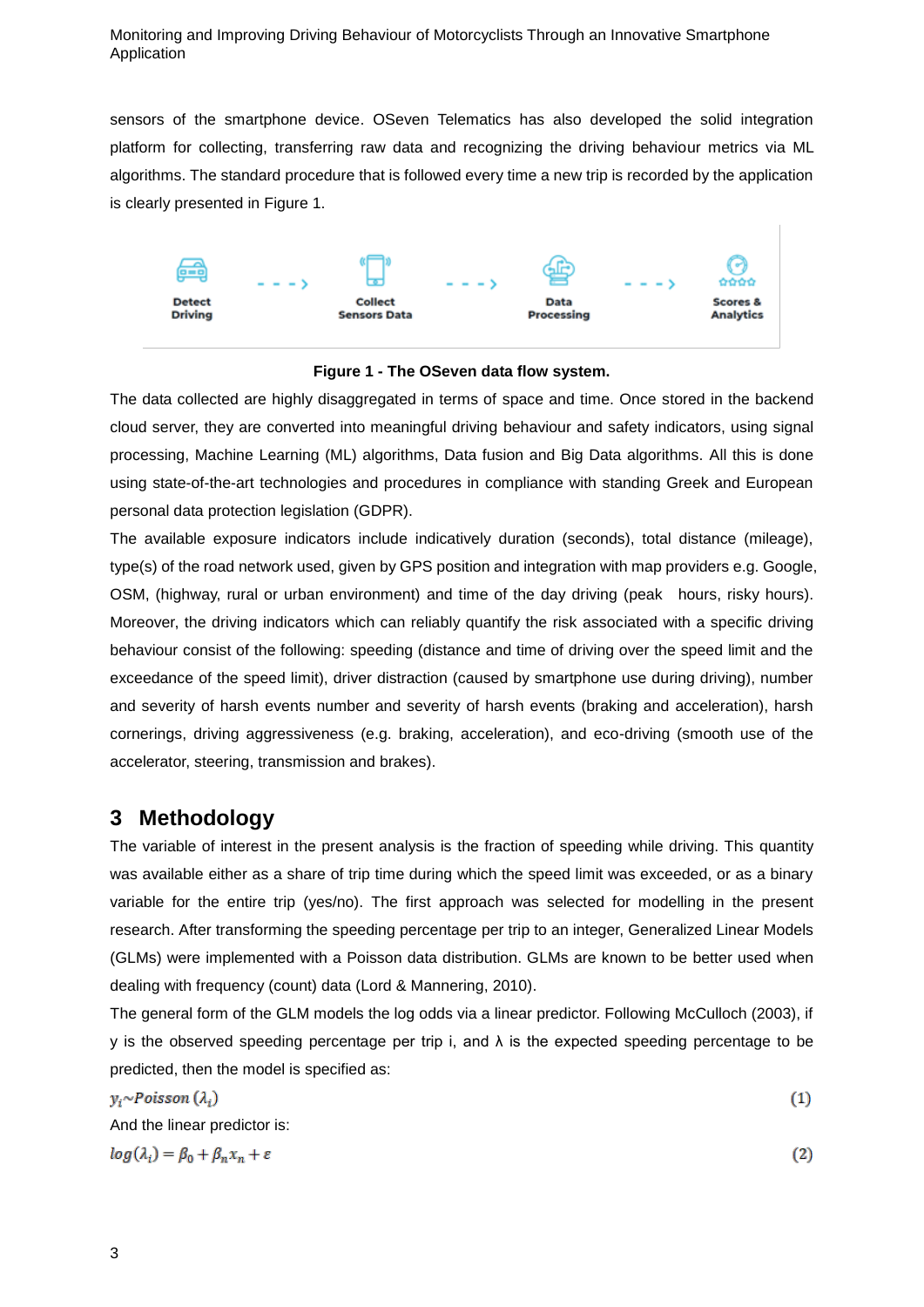sensors of the smartphone device. OSeven Telematics has also developed the solid integration platform for collecting, transferring raw data and recognizing the driving behaviour metrics via ML algorithms. The standard procedure that is followed every time a new trip is recorded by the application is clearly presented in Figure 1.

Detect Driving - - - > Collect Sensors Data - - - > Data Processing - - - > Scores & Analytics

**Figure 1 - The OSeven data flow system.**

The data collected are highly disaggregated in terms of space and time. Once stored in the backend cloud server, they are converted into meaningful driving behaviour and safety indicators, using signal processing, Machine Learning (ML) algorithms, Data fusion and Big Data algorithms. All this is done using state-of-the-art technologies and procedures in compliance with standing Greek and European personal data protection legislation (GDPR).

The available exposure indicators include indicatively duration (seconds), total distance (mileage), type(s) of the road network used, given by GPS position and integration with map providers e.g. Google, OSM, (highway, rural or urban environment) and time of the day driving (peak hours, risky hours). Moreover, the driving indicators which can reliably quantify the risk associated with a specific driving behaviour consist of the following: speeding (distance and time of driving over the speed limit and the exceedance of the speed limit), driver distraction (caused by smartphone use during driving), number and severity of harsh events number and severity of harsh events (braking and acceleration), harsh cornerings, driving aggressiveness (e.g. braking, acceleration), and eco-driving (smooth use of the accelerator, steering, transmission and brakes).

## 3 Methodology

The variable of interest in the present analysis is the fraction of speeding while driving. This quantity was available either as a share of trip time during which the speed limit was exceeded, or as a binary variable for the entire trip (yes/no). The first approach was selected for modelling in the present research. After transforming the speeding percentage per trip to an integer, Generalized Linear Models (GLMs) were implemented with a Poisson data distribution. GLMs are known to be better used when dealing with frequency (count) data (Lord & Mannering, 2010).

The general form of the GLM models the log odds via a linear predictor. Following McCulloch (2003), if y is the observed speeding percentage per trip i, and λ is the expected speeding percentage to be predicted, then the model is specified as:

$$y_i \sim Poisson\,(\lambda_i) \tag{1}$$

And the linear predictor is:

$$log(\lambda_i) = \beta_0 + \beta_n x_n + \varepsilon \tag{2}$$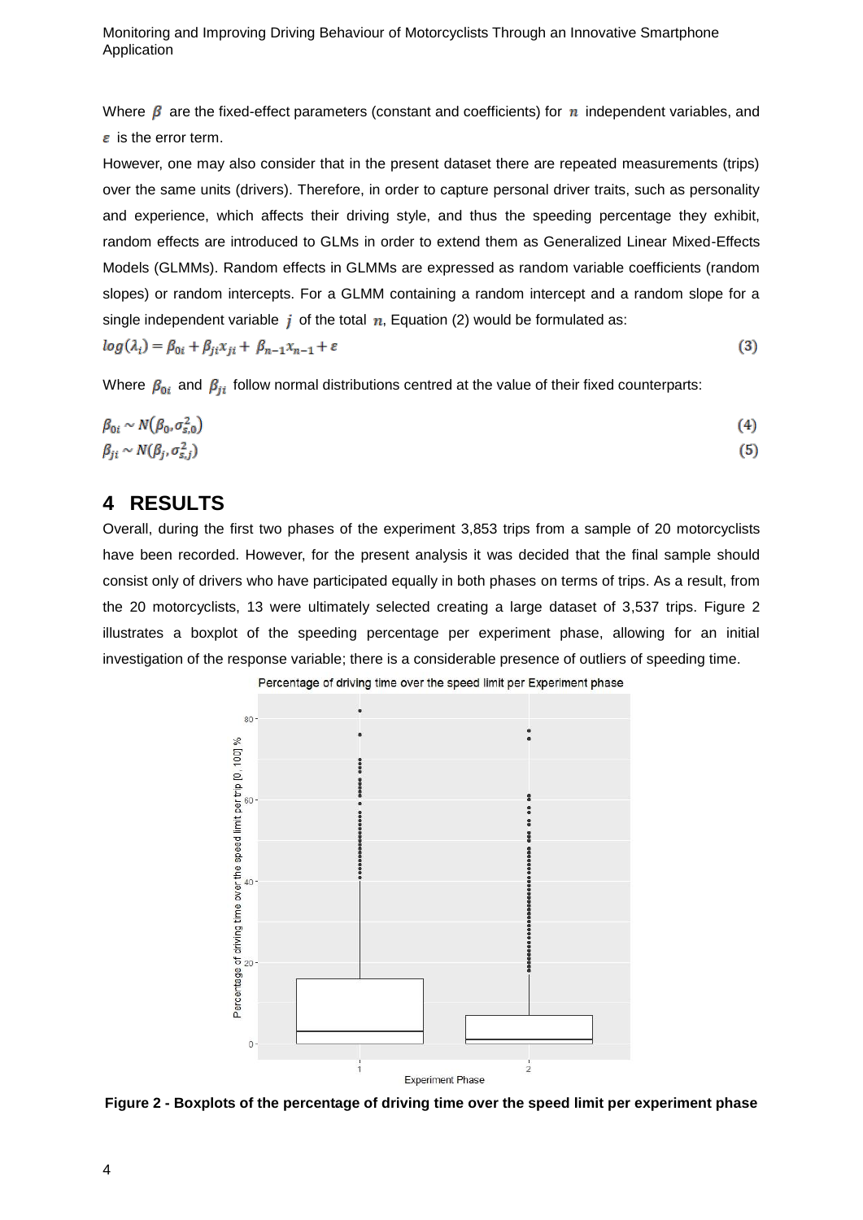Where $\beta$ are the fixed-effect parameters (constant and coefficients) for $n$ independent variables, and $\varepsilon$ is the error term.

However, one may also consider that in the present dataset there are repeated measurements (trips) over the same units (drivers). Therefore, in order to capture personal driver traits, such as personality and experience, which affects their driving style, and thus the speeding percentage they exhibit, random effects are introduced to GLMs in order to extend them as Generalized Linear Mixed-Effects Models (GLMMs). Random effects in GLMMs are expressed as random variable coefficients (random slopes) or random intercepts. For a GLMM containing a random intercept and a random slope for a single independent variable $j$ of the total $n$, Equation (2) would be formulated as:

$$log(\lambda_i) = \beta_{0i} + \beta_{ji}x_{ji} + \beta_{n-1}x_{n-1} + \varepsilon \tag{3}$$

Where $\beta_{0i}$ and $\beta_{ji}$ follow normal distributions centred at the value of their fixed counterparts:

$$\beta_{0i} \sim N(\beta_0, \sigma_{s,0}^2) \tag{4}$$

$$\beta_{ji} \sim N(\beta_j, \sigma_{s,j}^2) \tag{5}$$

# 4 RESULTS

Overall, during the first two phases of the experiment 3,853 trips from a sample of 20 motorcyclists have been recorded. However, for the present analysis it was decided that the final sample should consist only of drivers who have participated equally in both phases on terms of trips. As a result, from the 20 motorcyclists, 13 were ultimately selected creating a large dataset of 3,537 trips. Figure 2 illustrates a boxplot of the speeding percentage per experiment phase, allowing for an initial investigation of the response variable; there is a considerable presence of outliers of speeding time.

**Figure 2 - Boxplots of the percentage of driving time over the speed limit per experiment phase**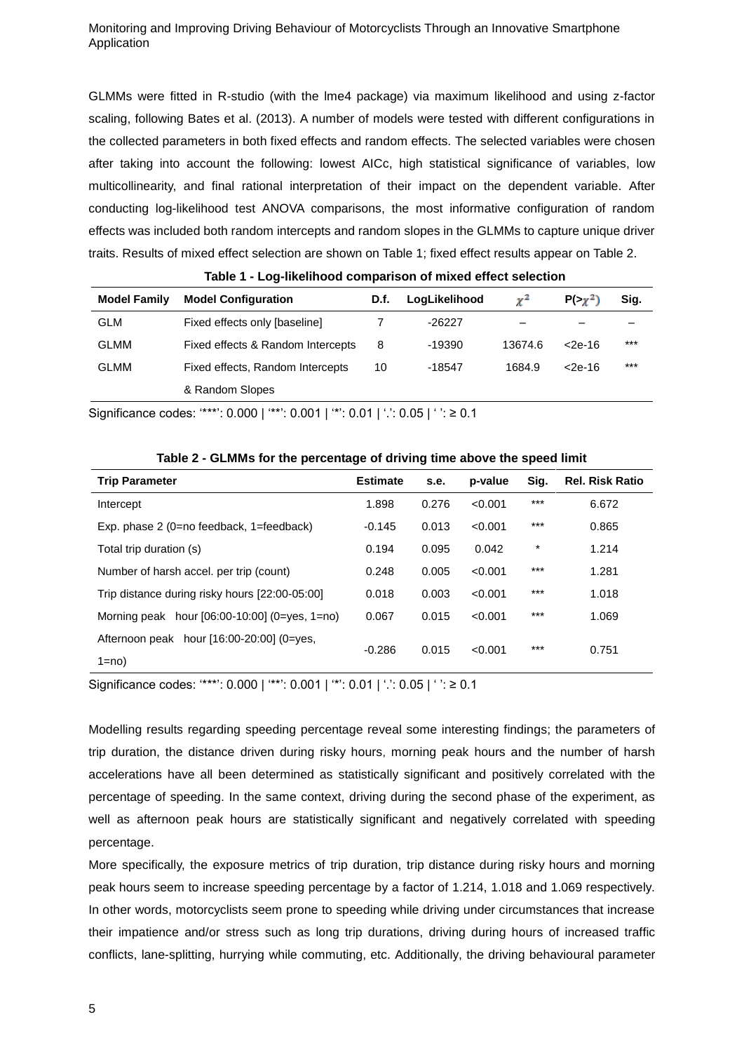GLMMs were fitted in R-studio (with the lme4 package) via maximum likelihood and using z-factor scaling, following Bates et al. (2013). A number of models were tested with different configurations in the collected parameters in both fixed effects and random effects. The selected variables were chosen after taking into account the following: lowest AICc, high statistical significance of variables, low multicollinearity, and final rational interpretation of their impact on the dependent variable. After conducting log-likelihood test ANOVA comparisons, the most informative configuration of random effects was included both random intercepts and random slopes in the GLMMs to capture unique driver traits. Results of mixed effect selection are shown on Table 1; fixed effect results appear on Table 2.

**Table 1 - Log-likelihood comparison of mixed effect selection**

| Model Family | Model Configuration | D.f. | LogLikelihood | $\chi^2$ | P(>$\chi^2$) | Sig. |
|---|---|---|---|---|---|---|
| GLM | Fixed effects only [baseline] | 7 | -26227 | – | – | – |
| GLMM | Fixed effects & Random Intercepts | 8 | -19390 | 13674.6 | <2e-16 | *** |
| GLMM | Fixed effects, Random Intercepts & Random Slopes | 10 | -18547 | 1684.9 | <2e-16 | *** |

Significance codes: '***': 0.000 | '**': 0.001 | '*': 0.01 | '.': 0.05 | ' ': ≥ 0.1

**Table 2 - GLMMs for the percentage of driving time above the speed limit**

| Trip Parameter | Estimate | s.e. | p-value | Sig. | Rel. Risk Ratio |
|---|---|---|---|---|---|
| Intercept | 1.898 | 0.276 | <0.001 | *** | 6.672 |
| Exp. phase 2 (0=no feedback, 1=feedback) | -0.145 | 0.013 | <0.001 | *** | 0.865 |
| Total trip duration (s) | 0.194 | 0.095 | 0.042 | * | 1.214 |
| Number of harsh accel. per trip (count) | 0.248 | 0.005 | <0.001 | *** | 1.281 |
| Trip distance during risky hours [22:00-05:00] | 0.018 | 0.003 | <0.001 | *** | 1.018 |
| Morning peak hour [06:00-10:00] (0=yes, 1=no) | 0.067 | 0.015 | <0.001 | *** | 1.069 |
| Afternoon peak hour [16:00-20:00] (0=yes, 1=no) | -0.286 | 0.015 | <0.001 | *** | 0.751 |

Significance codes: '***': 0.000 | '**': 0.001 | '*': 0.01 | '.': 0.05 | ' ': ≥ 0.1

Modelling results regarding speeding percentage reveal some interesting findings; the parameters of trip duration, the distance driven during risky hours, morning peak hours and the number of harsh accelerations have all been determined as statistically significant and positively correlated with the percentage of speeding. In the same context, driving during the second phase of the experiment, as well as afternoon peak hours are statistically significant and negatively correlated with speeding percentage.

More specifically, the exposure metrics of trip duration, trip distance during risky hours and morning peak hours seem to increase speeding percentage by a factor of 1.214, 1.018 and 1.069 respectively. In other words, motorcyclists seem prone to speeding while driving under circumstances that increase their impatience and/or stress such as long trip durations, driving during hours of increased traffic conflicts, lane-splitting, hurrying while commuting, etc. Additionally, the driving behavioural parameter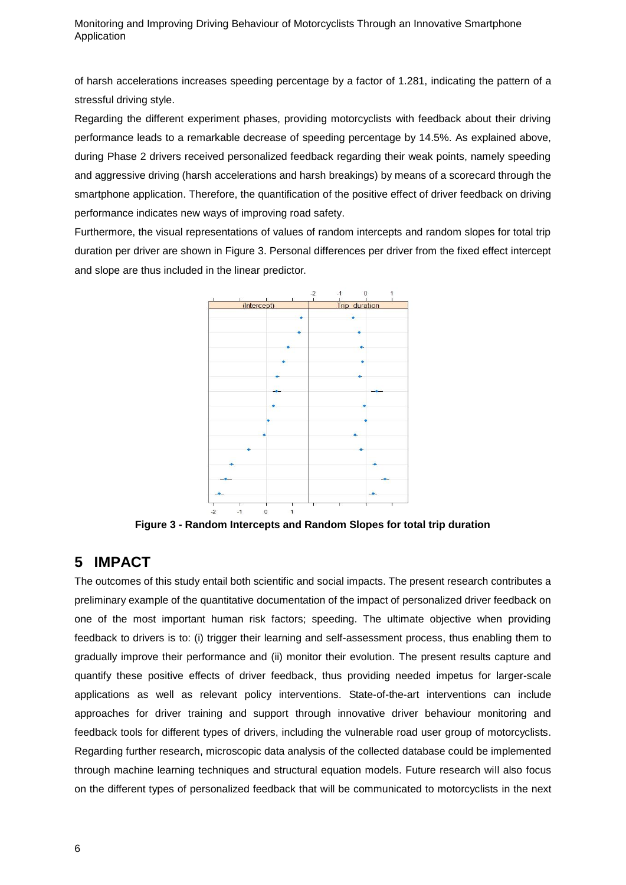of harsh accelerations increases speeding percentage by a factor of 1.281, indicating the pattern of a stressful driving style.

Regarding the different experiment phases, providing motorcyclists with feedback about their driving performance leads to a remarkable decrease of speeding percentage by 14.5%. As explained above, during Phase 2 drivers received personalized feedback regarding their weak points, namely speeding and aggressive driving (harsh accelerations and harsh breakings) by means of a scorecard through the smartphone application. Therefore, the quantification of the positive effect of driver feedback on driving performance indicates new ways of improving road safety.

Furthermore, the visual representations of values of random intercepts and random slopes for total trip duration per driver are shown in Figure 3. Personal differences per driver from the fixed effect intercept and slope are thus included in the linear predictor.

**Figure 3 - Random Intercepts and Random Slopes for total trip duration**

## 5 IMPACT

The outcomes of this study entail both scientific and social impacts. The present research contributes a preliminary example of the quantitative documentation of the impact of personalized driver feedback on one of the most important human risk factors; speeding. The ultimate objective when providing feedback to drivers is to: (i) trigger their learning and self-assessment process, thus enabling them to gradually improve their performance and (ii) monitor their evolution. The present results capture and quantify these positive effects of driver feedback, thus providing needed impetus for larger-scale applications as well as relevant policy interventions. State-of-the-art interventions can include approaches for driver training and support through innovative driver behaviour monitoring and feedback tools for different types of drivers, including the vulnerable road user group of motorcyclists. Regarding further research, microscopic data analysis of the collected database could be implemented through machine learning techniques and structural equation models. Future research will also focus on the different types of personalized feedback that will be communicated to motorcyclists in the next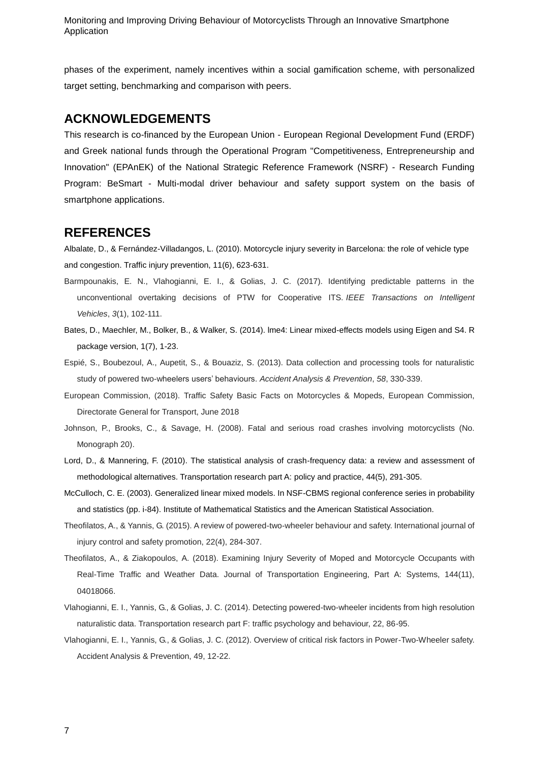phases of the experiment, namely incentives within a social gamification scheme, with personalized target setting, benchmarking and comparison with peers.

## ACKNOWLEDGEMENTS

This research is co-financed by the European Union - European Regional Development Fund (ERDF) and Greek national funds through the Operational Program "Competitiveness, Entrepreneurship and Innovation" (EPAnEK) of the National Strategic Reference Framework (NSRF) - Research Funding Program: BeSmart - Multi-modal driver behaviour and safety support system on the basis of smartphone applications.

## REFERENCES

Albalate, D., & Fernández-Villadangos, L. (2010). Motorcycle injury severity in Barcelona: the role of vehicle type and congestion. Traffic injury prevention, 11(6), 623-631.

Barmpounakis, E. N., Vlahogianni, E. I., & Golias, J. C. (2017). Identifying predictable patterns in the unconventional overtaking decisions of PTW for Cooperative ITS. *IEEE Transactions on Intelligent Vehicles*, *3*(1), 102-111.

Bates, D., Maechler, M., Bolker, B., & Walker, S. (2014). lme4: Linear mixed-effects models using Eigen and S4. R package version, 1(7), 1-23.

Espié, S., Boubezoul, A., Aupetit, S., & Bouaziz, S. (2013). Data collection and processing tools for naturalistic study of powered two-wheelers users' behaviours. *Accident Analysis & Prevention*, *58*, 330-339.

European Commission, (2018). Traffic Safety Basic Facts on Motorcycles & Mopeds, European Commission, Directorate General for Transport, June 2018

Johnson, P., Brooks, C., & Savage, H. (2008). Fatal and serious road crashes involving motorcyclists (No. Monograph 20).

Lord, D., & Mannering, F. (2010). The statistical analysis of crash-frequency data: a review and assessment of methodological alternatives. Transportation research part A: policy and practice, 44(5), 291-305.

McCulloch, C. E. (2003). Generalized linear mixed models. In NSF-CBMS regional conference series in probability and statistics (pp. i-84). Institute of Mathematical Statistics and the American Statistical Association.

Theofilatos, A., & Yannis, G. (2015). A review of powered-two-wheeler behaviour and safety. International journal of injury control and safety promotion, 22(4), 284-307.

Theofilatos, A., & Ziakopoulos, A. (2018). Examining Injury Severity of Moped and Motorcycle Occupants with Real-Time Traffic and Weather Data. Journal of Transportation Engineering, Part A: Systems, 144(11), 04018066.

Vlahogianni, E. I., Yannis, G., & Golias, J. C. (2014). Detecting powered-two-wheeler incidents from high resolution naturalistic data. Transportation research part F: traffic psychology and behaviour, 22, 86-95.

Vlahogianni, E. I., Yannis, G., & Golias, J. C. (2012). Overview of critical risk factors in Power-Two-Wheeler safety. Accident Analysis & Prevention, 49, 12-22.